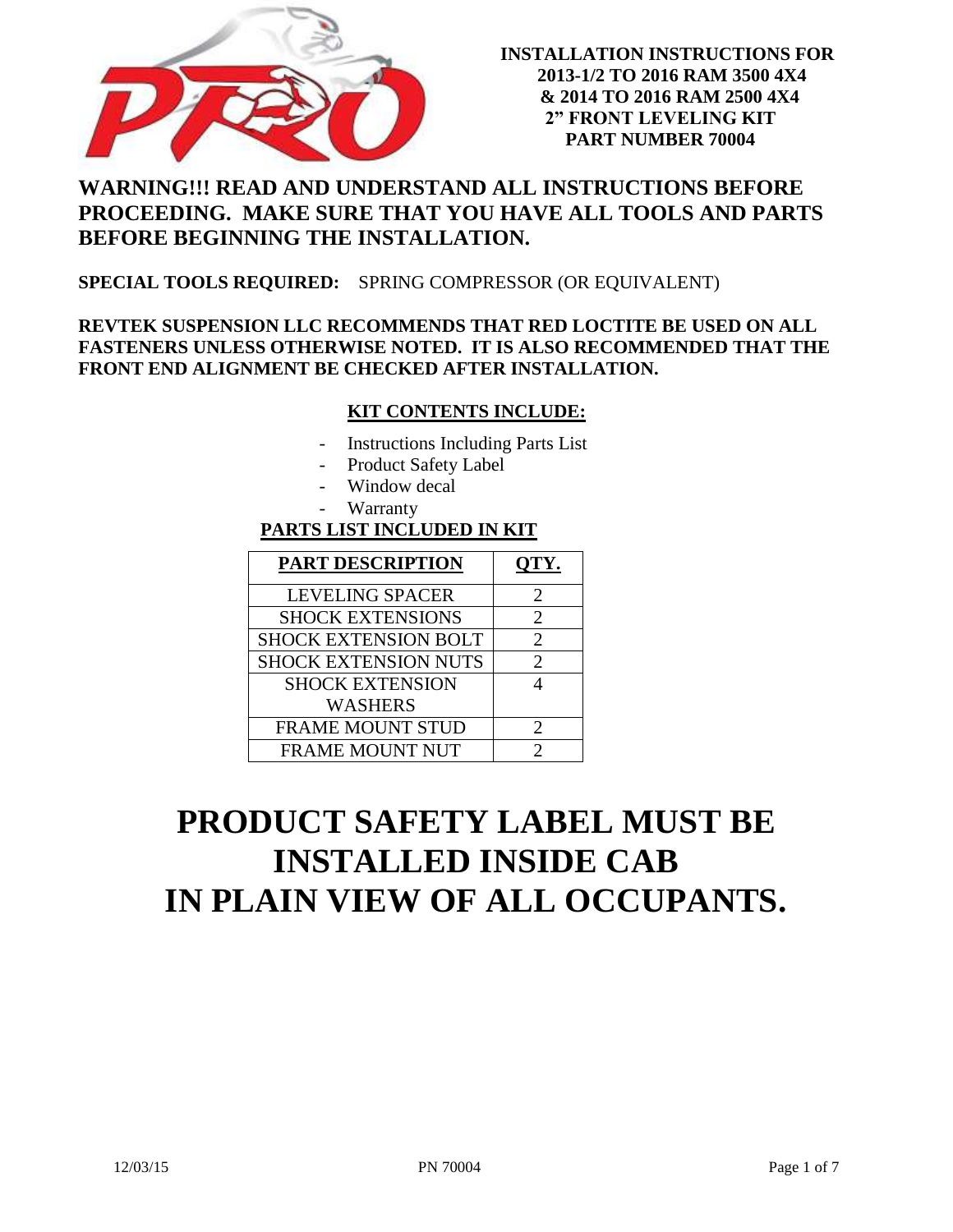# INSTALLATION INSTRUCTIONS FOR 2013-1/2 TO 2016 RAM 3500 4X4 & 2014 TO 2016 RAM 2500 4X4 2" FRONT LEVELING KIT PART NUMBER 70004

## WARNING!!! READ AND UNDERSTAND ALL INSTRUCTIONS BEFORE PROCEEDING. MAKE SURE THAT YOU HAVE ALL TOOLS AND PARTS BEFORE BEGINNING THE INSTALLATION.

**SPECIAL TOOLS REQUIRED:** SPRING COMPRESSOR (OR EQUIVALENT)

**REVTEK SUSPENSION LLC RECOMMENDS THAT RED LOCTITE BE USED ON ALL FASTENERS UNLESS OTHERWISE NOTED. IT IS ALSO RECOMMENDED THAT THE FRONT END ALIGNMENT BE CHECKED AFTER INSTALLATION.**

**KIT CONTENTS INCLUDE:**

- Instructions Including Parts List
- Product Safety Label
- Window decal
- Warranty

**PARTS LIST INCLUDED IN KIT**

| PART DESCRIPTION | QTY. |
|---|---|
| LEVELING SPACER | 2 |
| SHOCK EXTENSIONS | 2 |
| SHOCK EXTENSION BOLT | 2 |
| SHOCK EXTENSION NUTS | 2 |
| SHOCK EXTENSION WASHERS | 4 |
| FRAME MOUNT STUD | 2 |
| FRAME MOUNT NUT | 2 |

# PRODUCT SAFETY LABEL MUST BE INSTALLED INSIDE CAB IN PLAIN VIEW OF ALL OCCUPANTS.

12/03/15 PN 70004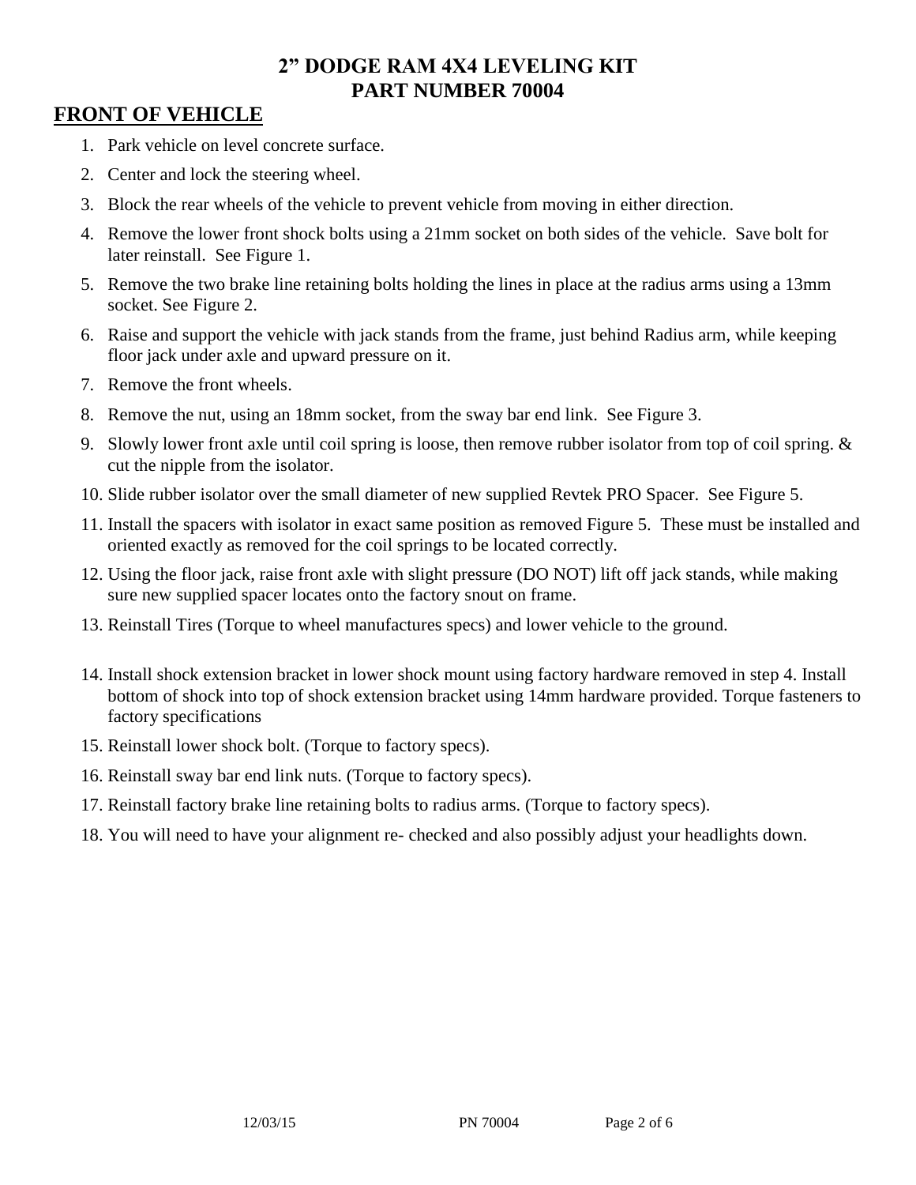# 2" DODGE RAM 4X4 LEVELING KIT
# PART NUMBER 70004

## FRONT OF VEHICLE

1. Park vehicle on level concrete surface.
2. Center and lock the steering wheel.
3. Block the rear wheels of the vehicle to prevent vehicle from moving in either direction.
4. Remove the lower front shock bolts using a 21mm socket on both sides of the vehicle. Save bolt for later reinstall. See Figure 1.
5. Remove the two brake line retaining bolts holding the lines in place at the radius arms using a 13mm socket. See Figure 2.
6. Raise and support the vehicle with jack stands from the frame, just behind Radius arm, while keeping floor jack under axle and upward pressure on it.
7. Remove the front wheels.
8. Remove the nut, using an 18mm socket, from the sway bar end link. See Figure 3.
9. Slowly lower front axle until coil spring is loose, then remove rubber isolator from top of coil spring. & cut the nipple from the isolator.
10. Slide rubber isolator over the small diameter of new supplied Revtek PRO Spacer. See Figure 5.
11. Install the spacers with isolator in exact same position as removed Figure 5. These must be installed and oriented exactly as removed for the coil springs to be located correctly.
12. Using the floor jack, raise front axle with slight pressure (DO NOT) lift off jack stands, while making sure new supplied spacer locates onto the factory snout on frame.
13. Reinstall Tires (Torque to wheel manufactures specs) and lower vehicle to the ground.
14. Install shock extension bracket in lower shock mount using factory hardware removed in step 4. Install bottom of shock into top of shock extension bracket using 14mm hardware provided. Torque fasteners to factory specifications
15. Reinstall lower shock bolt. (Torque to factory specs).
16. Reinstall sway bar end link nuts. (Torque to factory specs).
17. Reinstall factory brake line retaining bolts to radius arms. (Torque to factory specs).
18. You will need to have your alignment re- checked and also possibly adjust your headlights down.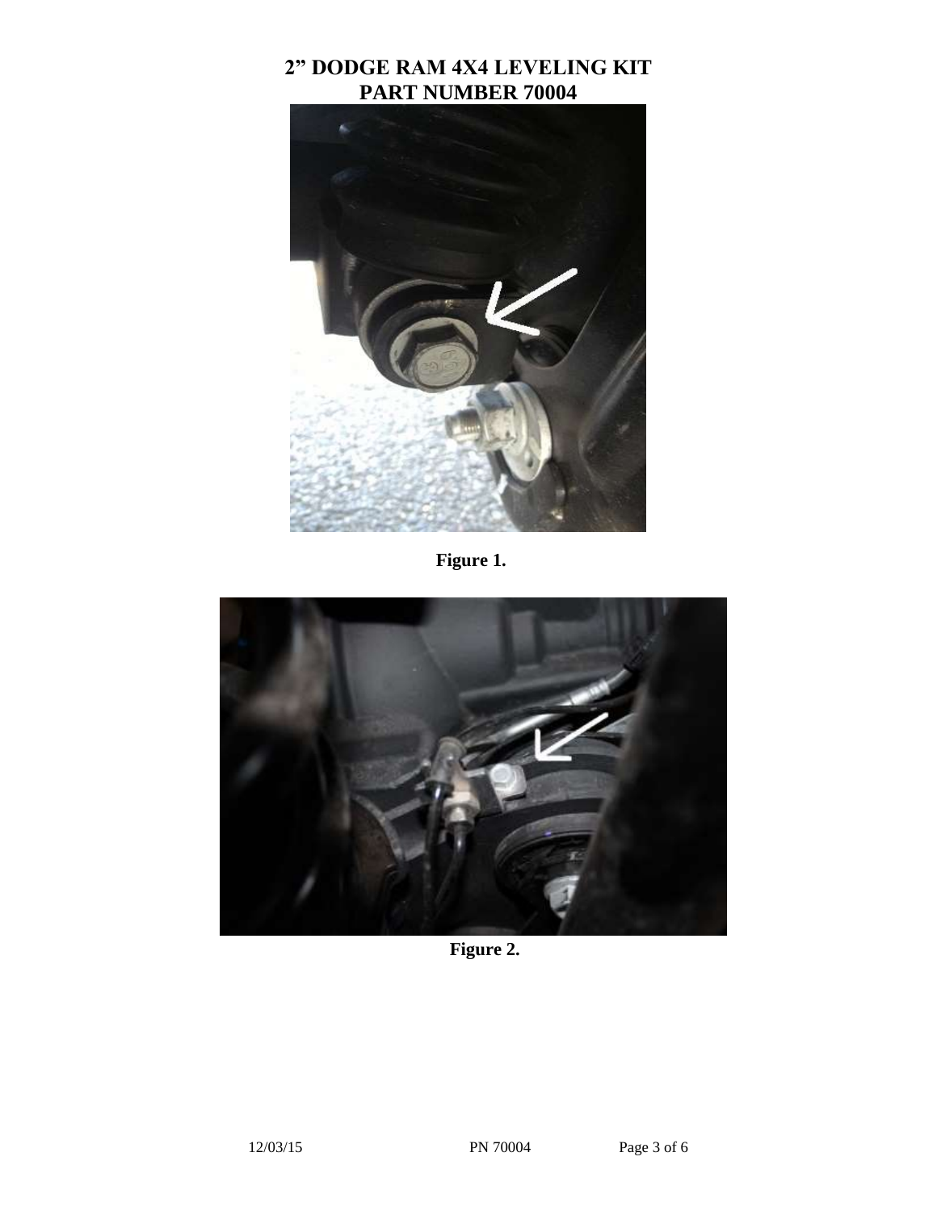# 2" DODGE RAM 4X4 LEVELING KIT
# PART NUMBER 70004

**Figure 1.**

**Figure 2.**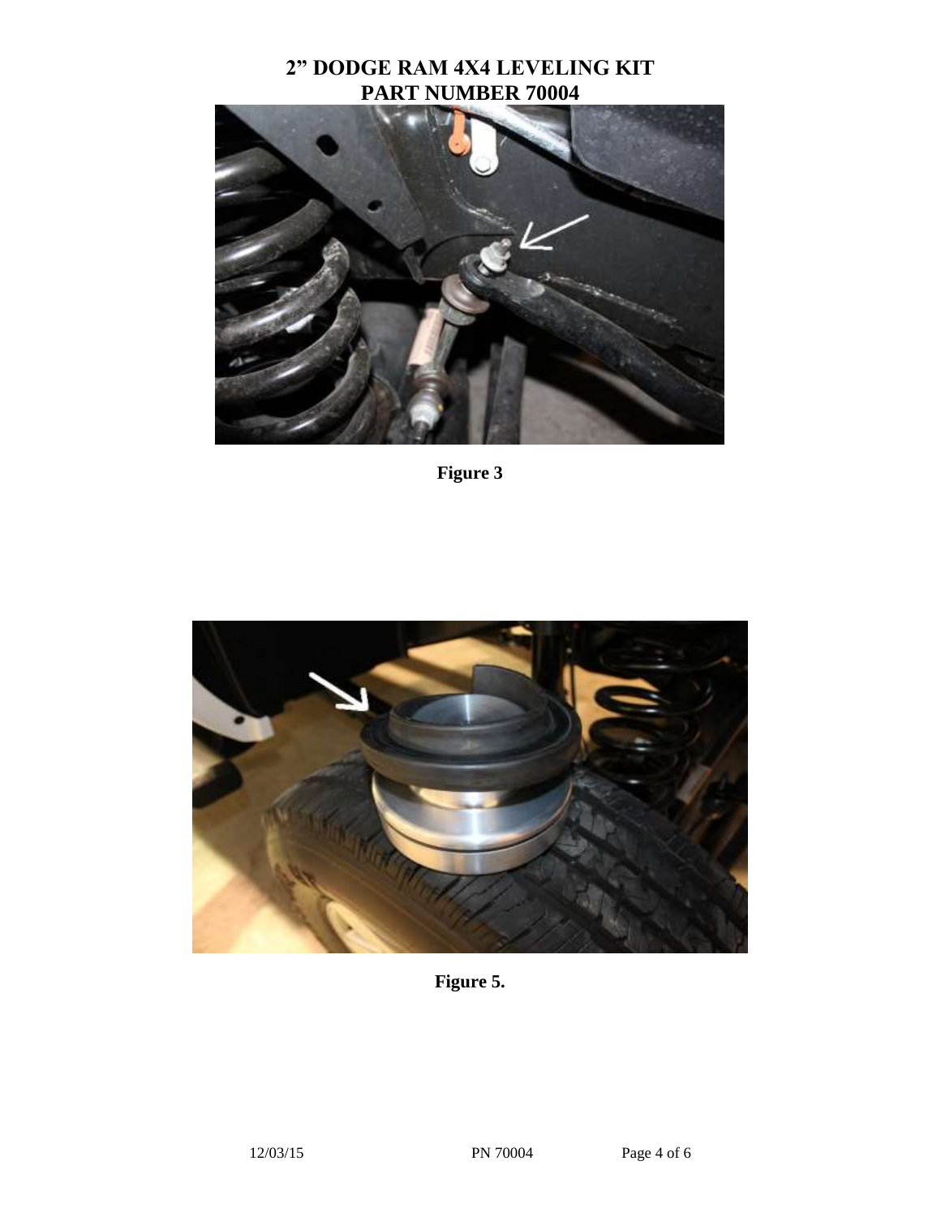# 2" DODGE RAM 4X4 LEVELING KIT
# PART NUMBER 70004

**Figure 3**

**Figure 5.**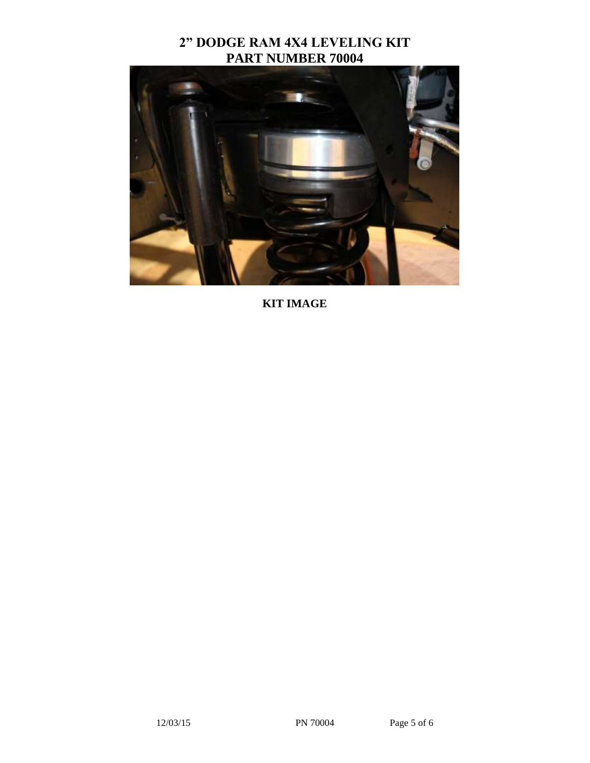# 2" DODGE RAM 4X4 LEVELING KIT
# PART NUMBER 70004

**KIT IMAGE**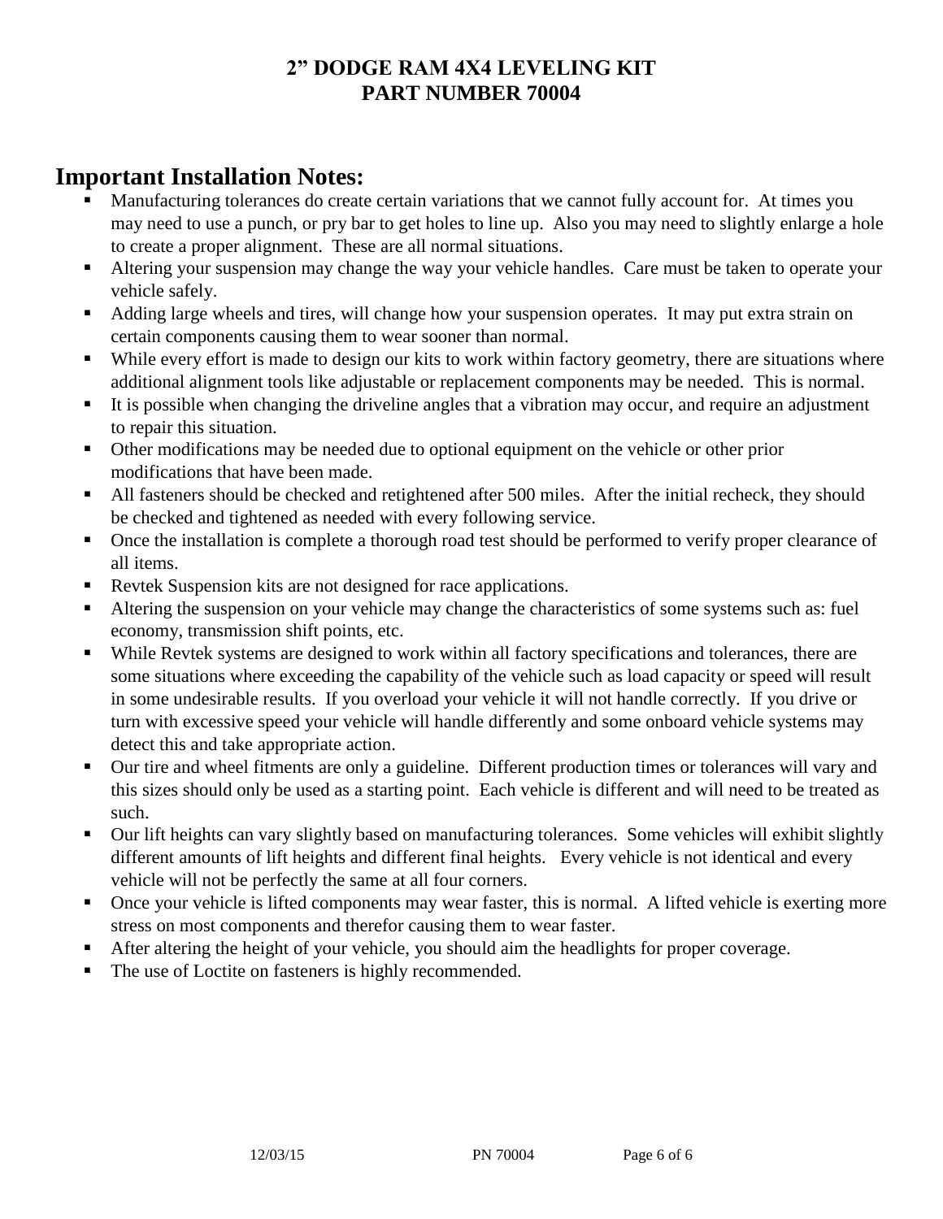# 2" DODGE RAM 4X4 LEVELING KIT
# PART NUMBER 70004

## Important Installation Notes:

- Manufacturing tolerances do create certain variations that we cannot fully account for. At times you may need to use a punch, or pry bar to get holes to line up. Also you may need to slightly enlarge a hole to create a proper alignment. These are all normal situations.
- Altering your suspension may change the way your vehicle handles. Care must be taken to operate your vehicle safely.
- Adding large wheels and tires, will change how your suspension operates. It may put extra strain on certain components causing them to wear sooner than normal.
- While every effort is made to design our kits to work within factory geometry, there are situations where additional alignment tools like adjustable or replacement components may be needed. This is normal.
- It is possible when changing the driveline angles that a vibration may occur, and require an adjustment to repair this situation.
- Other modifications may be needed due to optional equipment on the vehicle or other prior modifications that have been made.
- All fasteners should be checked and retightened after 500 miles. After the initial recheck, they should be checked and tightened as needed with every following service.
- Once the installation is complete a thorough road test should be performed to verify proper clearance of all items.
- Revtek Suspension kits are not designed for race applications.
- Altering the suspension on your vehicle may change the characteristics of some systems such as: fuel economy, transmission shift points, etc.
- While Revtek systems are designed to work within all factory specifications and tolerances, there are some situations where exceeding the capability of the vehicle such as load capacity or speed will result in some undesirable results. If you overload your vehicle it will not handle correctly. If you drive or turn with excessive speed your vehicle will handle differently and some onboard vehicle systems may detect this and take appropriate action.
- Our tire and wheel fitments are only a guideline. Different production times or tolerances will vary and this sizes should only be used as a starting point. Each vehicle is different and will need to be treated as such.
- Our lift heights can vary slightly based on manufacturing tolerances. Some vehicles will exhibit slightly different amounts of lift heights and different final heights. Every vehicle is not identical and every vehicle will not be perfectly the same at all four corners.
- Once your vehicle is lifted components may wear faster, this is normal. A lifted vehicle is exerting more stress on most components and therefor causing them to wear faster.
- After altering the height of your vehicle, you should aim the headlights for proper coverage.
- The use of Loctite on fasteners is highly recommended.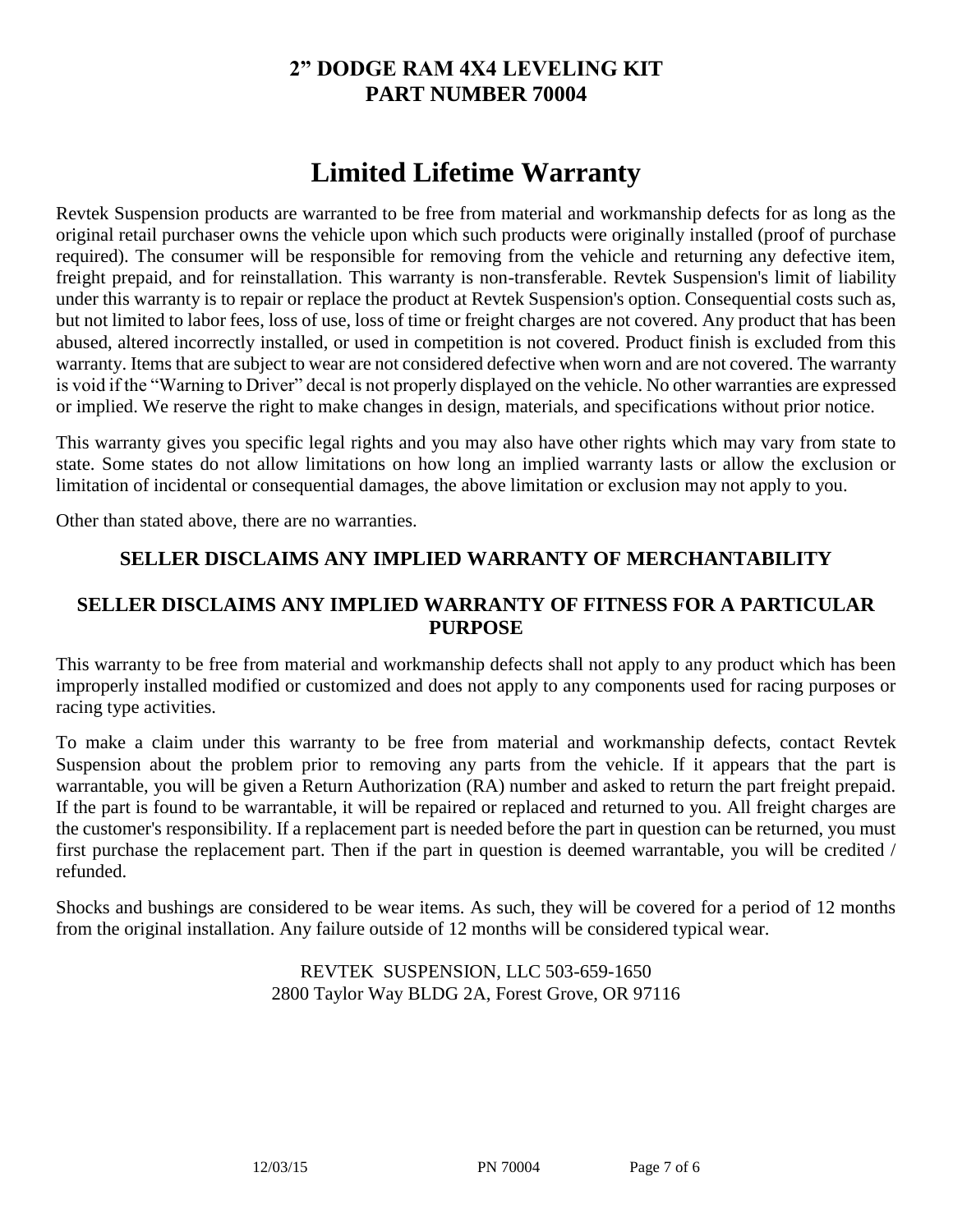## 2" DODGE RAM 4X4 LEVELING KIT
## PART NUMBER 70004

# Limited Lifetime Warranty

Revtek Suspension products are warranted to be free from material and workmanship defects for as long as the original retail purchaser owns the vehicle upon which such products were originally installed (proof of purchase required). The consumer will be responsible for removing from the vehicle and returning any defective item, freight prepaid, and for reinstallation. This warranty is non-transferable. Revtek Suspension's limit of liability under this warranty is to repair or replace the product at Revtek Suspension's option. Consequential costs such as, but not limited to labor fees, loss of use, loss of time or freight charges are not covered. Any product that has been abused, altered incorrectly installed, or used in competition is not covered. Product finish is excluded from this warranty. Items that are subject to wear are not considered defective when worn and are not covered. The warranty is void if the "Warning to Driver" decal is not properly displayed on the vehicle. No other warranties are expressed or implied. We reserve the right to make changes in design, materials, and specifications without prior notice.

This warranty gives you specific legal rights and you may also have other rights which may vary from state to state. Some states do not allow limitations on how long an implied warranty lasts or allow the exclusion or limitation of incidental or consequential damages, the above limitation or exclusion may not apply to you.

Other than stated above, there are no warranties.

### SELLER DISCLAIMS ANY IMPLIED WARRANTY OF MERCHANTABILITY

### SELLER DISCLAIMS ANY IMPLIED WARRANTY OF FITNESS FOR A PARTICULAR PURPOSE

This warranty to be free from material and workmanship defects shall not apply to any product which has been improperly installed modified or customized and does not apply to any components used for racing purposes or racing type activities.

To make a claim under this warranty to be free from material and workmanship defects, contact Revtek Suspension about the problem prior to removing any parts from the vehicle. If it appears that the part is warrantable, you will be given a Return Authorization (RA) number and asked to return the part freight prepaid. If the part is found to be warrantable, it will be repaired or replaced and returned to you. All freight charges are the customer's responsibility. If a replacement part is needed before the part in question can be returned, you must first purchase the replacement part. Then if the part in question is deemed warrantable, you will be credited / refunded.

Shocks and bushings are considered to be wear items. As such, they will be covered for a period of 12 months from the original installation. Any failure outside of 12 months will be considered typical wear.

REVTEK SUSPENSION, LLC 503-659-1650
2800 Taylor Way BLDG 2A, Forest Grove, OR 97116